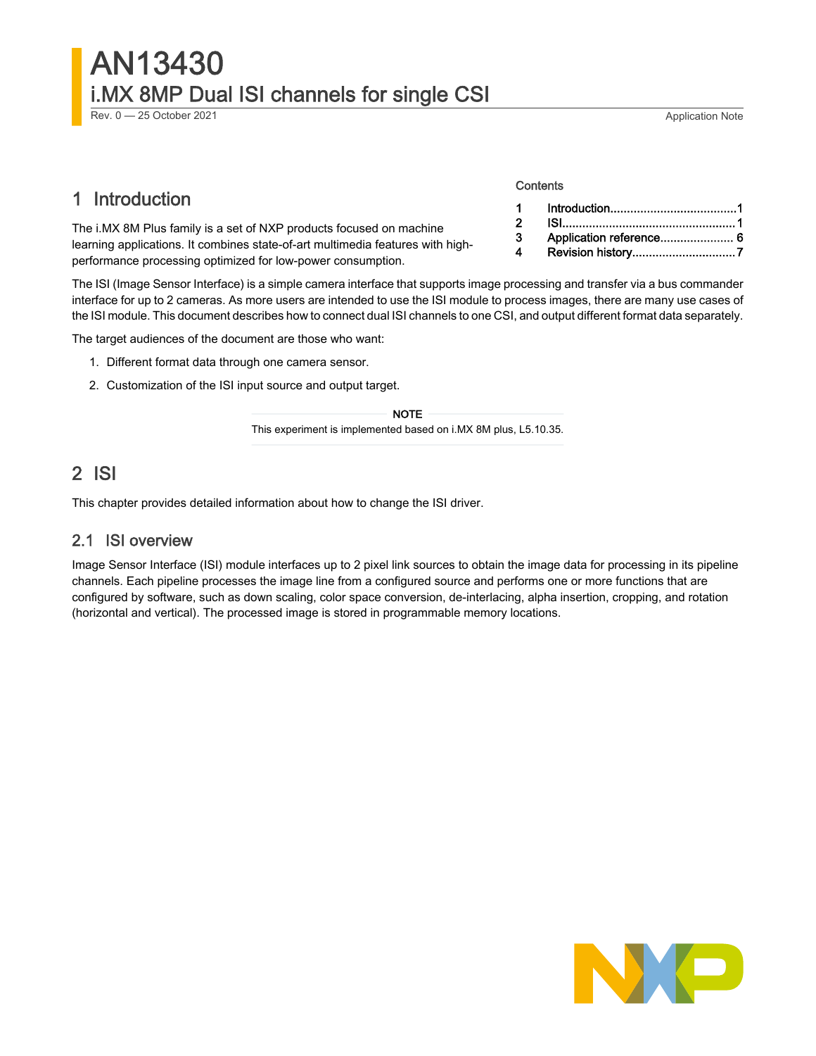# AN13430

## i.MX 8MP Dual ISI channels for single CSI

Rev. 0 — 25 October 2021 Application Note

Contents

| | | |
|---|---|---|
| 1 | Introduction | 1 |
| 2 | ISI | 1 |
| 3 | Application reference | 6 |
| 4 | Revision history | 7 |

## 1 Introduction

The i.MX 8M Plus family is a set of NXP products focused on machine learning applications. It combines state-of-art multimedia features with high-performance processing optimized for low-power consumption.

The ISI (Image Sensor Interface) is a simple camera interface that supports image processing and transfer via a bus commander interface for up to 2 cameras. As more users are intended to use the ISI module to process images, there are many use cases of the ISI module. This document describes how to connect dual ISI channels to one CSI, and output different format data separately.

The target audiences of the document are those who want:

1. Different format data through one camera sensor.
2. Customization of the ISI input source and output target.

**NOTE**

This experiment is implemented based on i.MX 8M plus, L5.10.35.

## 2 ISI

This chapter provides detailed information about how to change the ISI driver.

### 2.1 ISI overview

Image Sensor Interface (ISI) module interfaces up to 2 pixel link sources to obtain the image data for processing in its pipeline channels. Each pipeline processes the image line from a configured source and performs one or more functions that are configured by software, such as down scaling, color space conversion, de-interlacing, alpha insertion, cropping, and rotation (horizontal and vertical). The processed image is stored in programmable memory locations.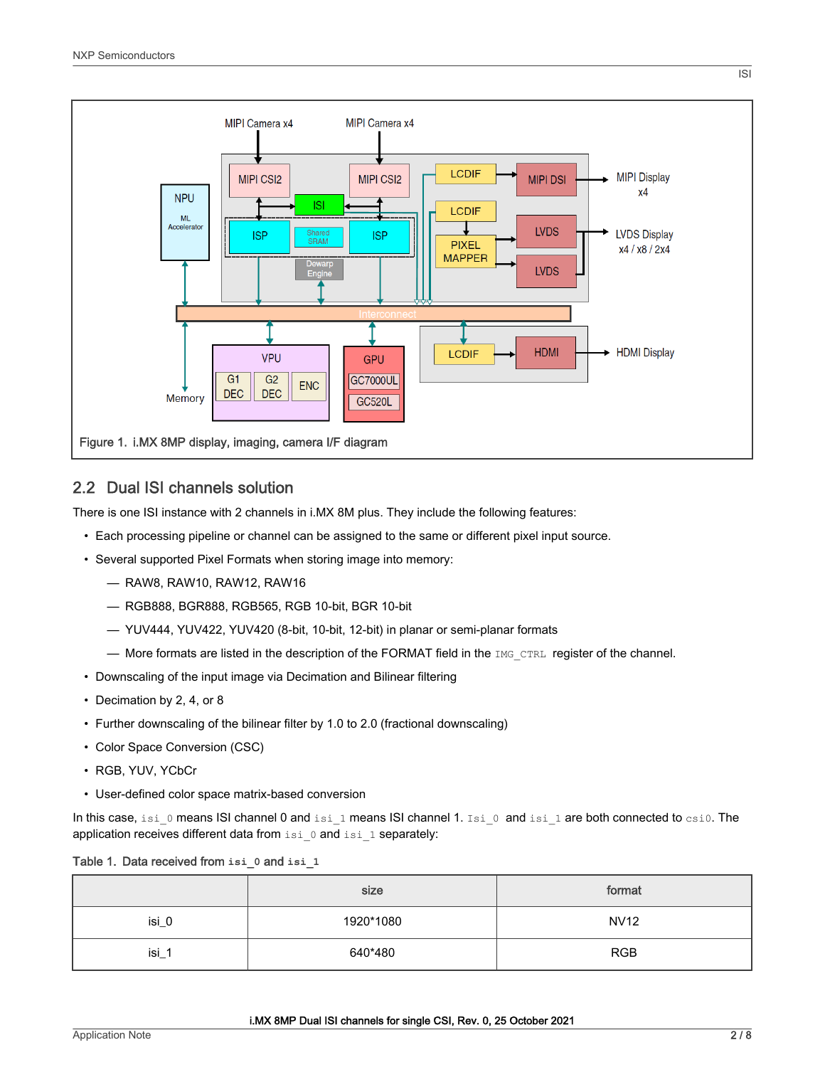Figure 1. i.MX 8MP display, imaging, camera I/F diagram

## 2.2 Dual ISI channels solution

There is one ISI instance with 2 channels in i.MX 8M plus. They include the following features:

- Each processing pipeline or channel can be assigned to the same or different pixel input source.
- Several supported Pixel Formats when storing image into memory:
  - RAW8, RAW10, RAW12, RAW16
  - RGB888, BGR888, RGB565, RGB 10-bit, BGR 10-bit
  - YUV444, YUV422, YUV420 (8-bit, 10-bit, 12-bit) in planar or semi-planar formats
  - More formats are listed in the description of the FORMAT field in the `IMG_CTRL` register of the channel.
- Downscaling of the input image via Decimation and Bilinear filtering
- Decimation by 2, 4, or 8
- Further downscaling of the bilinear filter by 1.0 to 2.0 (fractional downscaling)
- Color Space Conversion (CSC)
- RGB, YUV, YCbCr
- User-defined color space matrix-based conversion

In this case, `isi_0` means ISI channel 0 and `isi_1` means ISI channel 1. `Isi_0` and `isi_1` are both connected to `csi0`. The application receives different data from `isi_0` and `isi_1` separately:

Table 1. Data received from **`isi_0`** and **`isi_1`**

| | size | format |
|---|---|---|
| isi_0 | 1920*1080 | NV12 |
| isi_1 | 640*480 | RGB |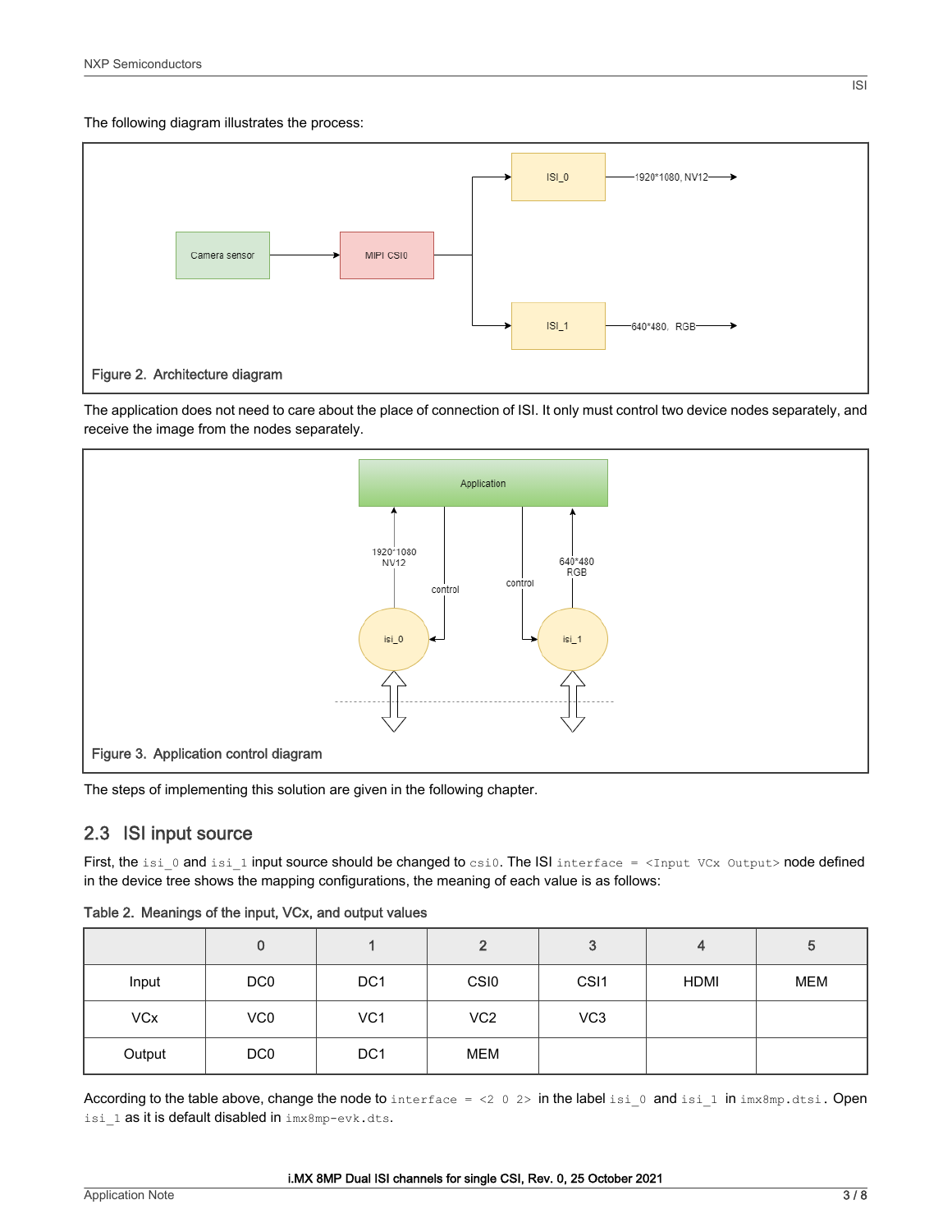The following diagram illustrates the process:

Figure 2. Architecture diagram

The application does not need to care about the place of connection of ISI. It only must control two device nodes separately, and receive the image from the nodes separately.

Figure 3. Application control diagram

The steps of implementing this solution are given in the following chapter.

## 2.3 ISI input source

First, the `isi_0` and `isi_1` input source should be changed to `csi0`. The ISI `interface = <Input VCx Output>` node defined in the device tree shows the mapping configurations, the meaning of each value is as follows:

Table 2. Meanings of the input, VCx, and output values

| | 0 | 1 | 2 | 3 | 4 | 5 |
|---|---|---|---|---|---|---|
| Input | DC0 | DC1 | CSI0 | CSI1 | HDMI | MEM |
| VCx | VC0 | VC1 | VC2 | VC3 | | |
| Output | DC0 | DC1 | MEM | | | |

According to the table above, change the node to `interface = <2 0 2>` in the label `isi_0` and `isi_1` in `imx8mp.dtsi`. Open `isi_1` as it is default disabled in `imx8mp-evk.dts`.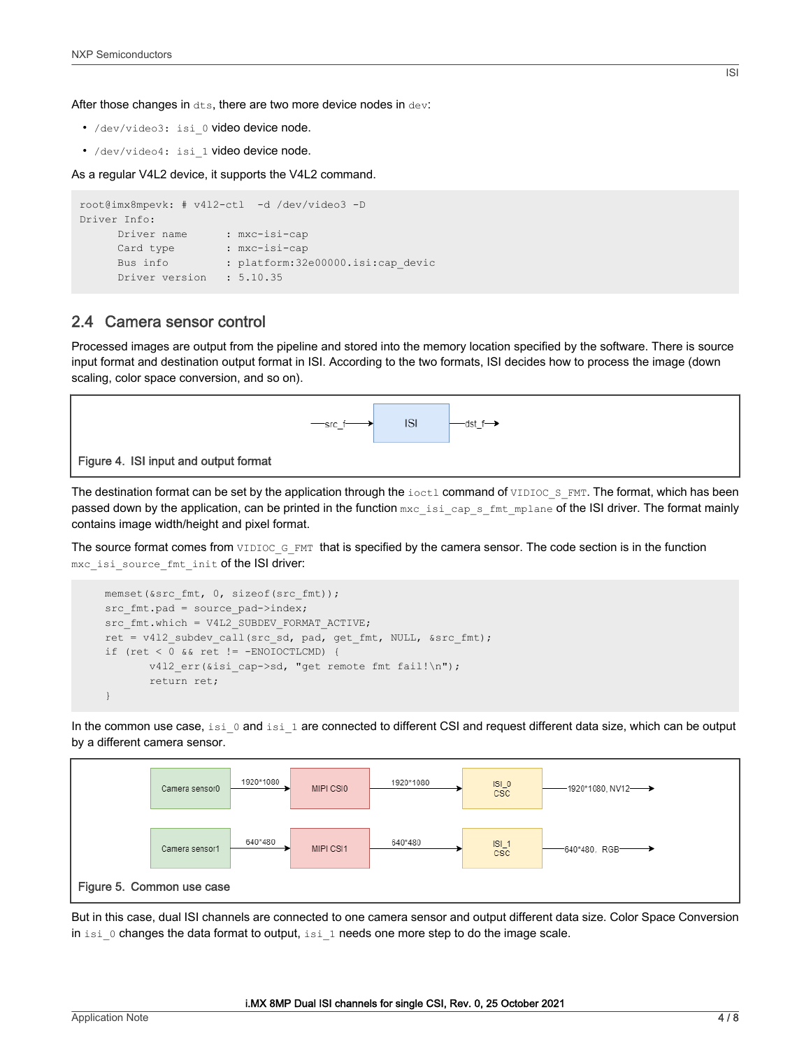After those changes in `dts`, there are two more device nodes in `dev`:

- `/dev/video3: isi_0` video device node.
- `/dev/video4: isi_1` video device node.

As a regular V4L2 device, it supports the V4L2 command.

```
root@imx8mpevk: # v4l2-ctl  -d /dev/video3 -D
Driver Info:
      Driver name      : mxc-isi-cap
      Card type        : mxc-isi-cap
      Bus info         : platform:32e00000.isi:cap_devic
      Driver version   : 5.10.35
```

## 2.4 Camera sensor control

Processed images are output from the pipeline and stored into the memory location specified by the software. There is source input format and destination output format in ISI. According to the two formats, ISI decides how to process the image (down scaling, color space conversion, and so on).

src_f → ISI → dst_f

Figure 4. ISI input and output format

The destination format can be set by the application through the `ioctl` command of `VIDIOC_S_FMT`. The format, which has been passed down by the application, can be printed in the function `mxc_isi_cap_s_fmt_mplane` of the ISI driver. The format mainly contains image width/height and pixel format.

The source format comes from `VIDIOC_G_FMT` that is specified by the camera sensor. The code section is in the function `mxc_isi_source_fmt_init` of the ISI driver:

```
    memset(&src_fmt, 0, sizeof(src_fmt));
    src_fmt.pad = source_pad->index;
    src_fmt.which = V4L2_SUBDEV_FORMAT_ACTIVE;
    ret = v4l2_subdev_call(src_sd, pad, get_fmt, NULL, &src_fmt);
    if (ret < 0 && ret != -ENOIOCTLCMD) {
            v4l2_err(&isi_cap->sd, "get remote fmt fail!\n");
            return ret;
    }
```

In the common use case, `isi_0` and `isi_1` are connected to different CSI and request different data size, which can be output by a different camera sensor.

Camera sensor0 → (1920*1080) → MIPI CSI0 → (1920*1080) → ISI_0 CSC → 1920*1080, NV12

Camera sensor1 → (640*480) → MIPI CSI1 → (640*480) → ISI_1 CSC → 640*480, RGB

Figure 5. Common use case

But in this case, dual ISI channels are connected to one camera sensor and output different data size. Color Space Conversion in `isi_0` changes the data format to output, `isi_1` needs one more step to do the image scale.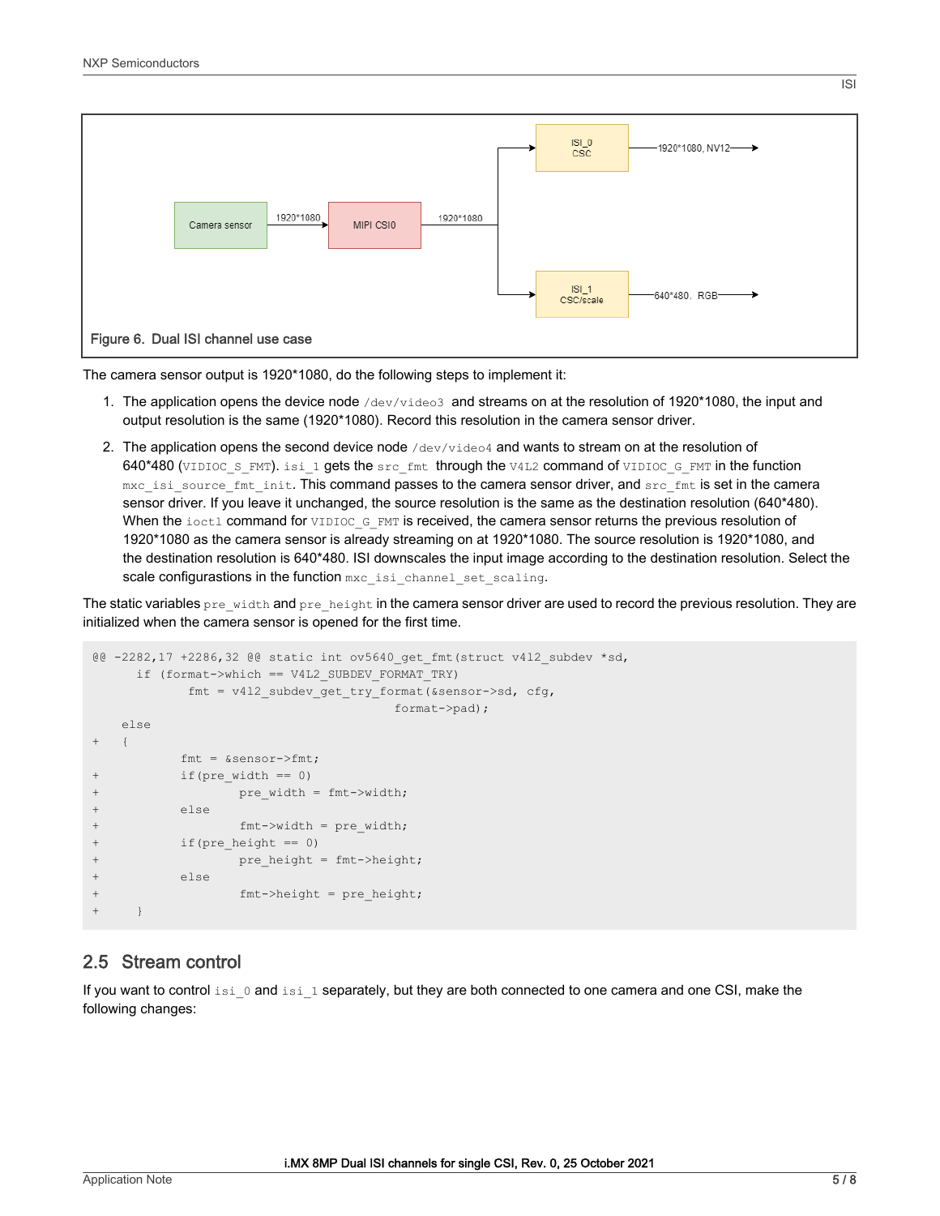Figure 6. Dual ISI channel use case

The camera sensor output is 1920*1080, do the following steps to implement it:

1. The application opens the device node `/dev/video3` and streams on at the resolution of 1920*1080, the input and output resolution is the same (1920*1080). Record this resolution in the camera sensor driver.
2. The application opens the second device node `/dev/video4` and wants to stream on at the resolution of 640*480 (`VIDIOC_S_FMT`). `isi_1` gets the `src_fmt` through the `V4L2` command of `VIDIOC_G_FMT` in the function `mxc_isi_source_fmt_init`. This command passes to the camera sensor driver, and `src_fmt` is set in the camera sensor driver. If you leave it unchanged, the source resolution is the same as the destination resolution (640*480). When the `ioctl` command for `VIDIOC_G_FMT` is received, the camera sensor returns the previous resolution of 1920*1080 as the camera sensor is already streaming on at 1920*1080. The source resolution is 1920*1080, and the destination resolution is 640*480. ISI downscales the input image according to the destination resolution. Select the scale configurastions in the function `mxc_isi_channel_set_scaling`.

The static variables `pre_width` and `pre_height` in the camera sensor driver are used to record the previous resolution. They are initialized when the camera sensor is opened for the first time.

```
@@ -2282,17 +2286,32 @@ static int ov5640_get_fmt(struct v4l2_subdev *sd,
      if (format->which == V4L2_SUBDEV_FORMAT_TRY)
             fmt = v4l2_subdev_get_try_format(&sensor->sd, cfg,
                                             format->pad);
    else
+   {
            fmt = &sensor->fmt;
+           if(pre_width == 0)
+                   pre_width = fmt->width;
+           else
+                   fmt->width = pre_width;
+           if(pre_height == 0)
+                   pre_height = fmt->height;
+           else
+                   fmt->height = pre_height;
+     }
```

## 2.5 Stream control

If you want to control `isi_0` and `isi_1` separately, but they are both connected to one camera and one CSI, make the following changes: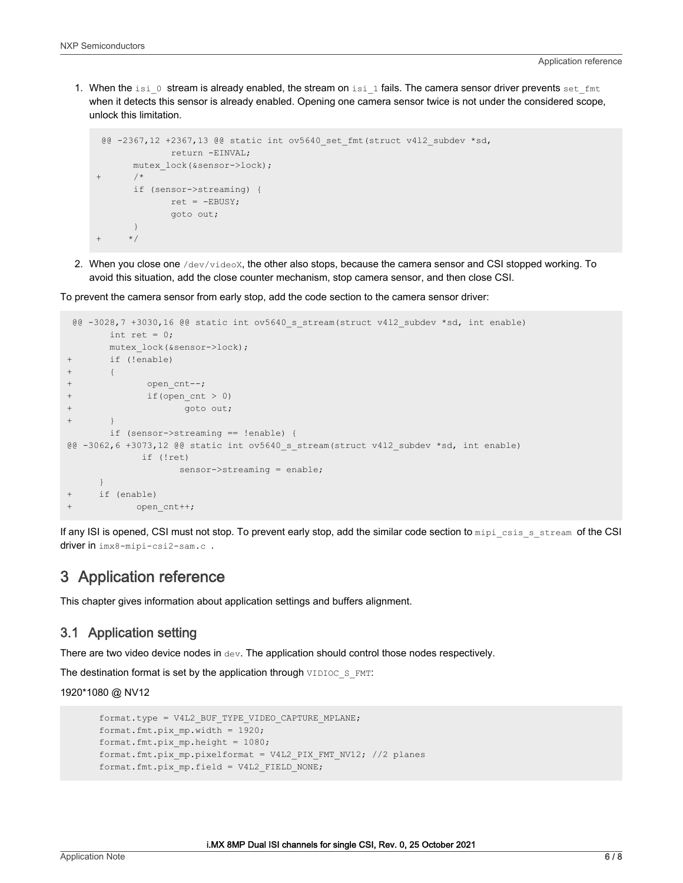1. When the `isi_0` stream is already enabled, the stream on `isi_1` fails. The camera sensor driver prevents `set_fmt` when it detects this sensor is already enabled. Opening one camera sensor twice is not under the considered scope, unlock this limitation.

   ```
    @@ -2367,12 +2367,13 @@ static int ov5640_set_fmt(struct v4l2_subdev *sd,
                   return -EINVAL;
           mutex_lock(&sensor->lock);
   +       /*
           if (sensor->streaming) {
                   ret = -EBUSY;
                   goto out;
           }
   +      */
   ```

2. When you close one `/dev/videoX`, the other also stops, because the camera sensor and CSI stopped working. To avoid this situation, add the close counter mechanism, stop camera sensor, and then close CSI.

To prevent the camera sensor from early stop, add the code section to the camera sensor driver:

```
 @@ -3028,7 +3030,16 @@ static int ov5640_s_stream(struct v4l2_subdev *sd, int enable)
        int ret = 0;
        mutex_lock(&sensor->lock);
+       if (!enable)
+       {
+             open_cnt--;
+             if(open_cnt > 0)
+                    goto out;
+       }
        if (sensor->streaming == !enable) {
@@ -3062,6 +3073,12 @@ static int ov5640_s_stream(struct v4l2_subdev *sd, int enable)
             if (!ret)
                     sensor->streaming = enable;
      }
+     if (enable)
+           open_cnt++;
```

If any ISI is opened, CSI must not stop. To prevent early stop, add the similar code section to `mipi_csis_s_stream` of the CSI driver in `imx8-mipi-csi2-sam.c` .

# 3 Application reference

This chapter gives information about application settings and buffers alignment.

## 3.1 Application setting

There are two video device nodes in `dev`. The application should control those nodes respectively.

The destination format is set by the application through `VIDIOC_S_FMT`:

1920*1080 @ NV12

```
format.type = V4L2_BUF_TYPE_VIDEO_CAPTURE_MPLANE;
format.fmt.pix_mp.width = 1920;
format.fmt.pix_mp.height = 1080;
format.fmt.pix_mp.pixelformat = V4L2_PIX_FMT_NV12; //2 planes
format.fmt.pix_mp.field = V4L2_FIELD_NONE;
```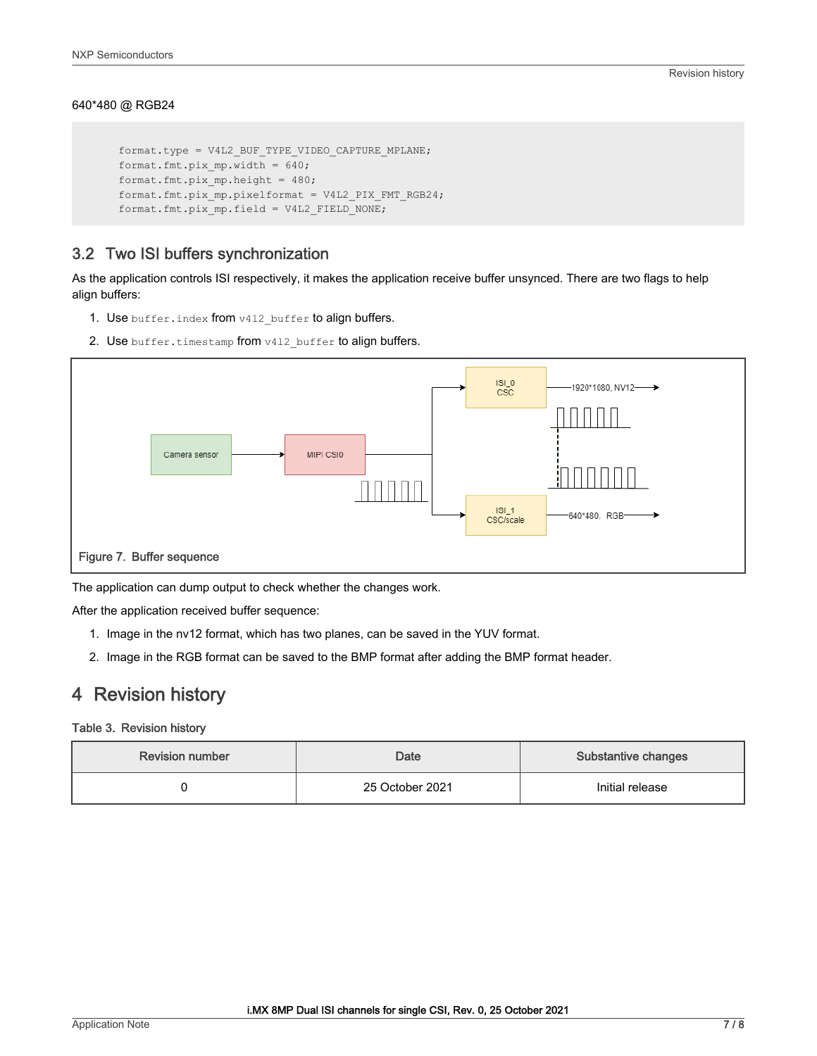640*480 @ RGB24

```
format.type = V4L2_BUF_TYPE_VIDEO_CAPTURE_MPLANE;
format.fmt.pix_mp.width = 640;
format.fmt.pix_mp.height = 480;
format.fmt.pix_mp.pixelformat = V4L2_PIX_FMT_RGB24;
format.fmt.pix_mp.field = V4L2_FIELD_NONE;
```

### 3.2 Two ISI buffers synchronization

As the application controls ISI respectively, it makes the application receive buffer unsynced. There are two flags to help align buffers:

1. Use `buffer.index` from `v4l2_buffer` to align buffers.
2. Use `buffer.timestamp` from `v4l2_buffer` to align buffers.

Figure 7. Buffer sequence

The application can dump output to check whether the changes work.

After the application received buffer sequence:

1. Image in the nv12 format, which has two planes, can be saved in the YUV format.
2. Image in the RGB format can be saved to the BMP format after adding the BMP format header.

## 4 Revision history

Table 3. Revision history

| Revision number | Date | Substantive changes |
| --- | --- | --- |
| 0 | 25 October 2021 | Initial release |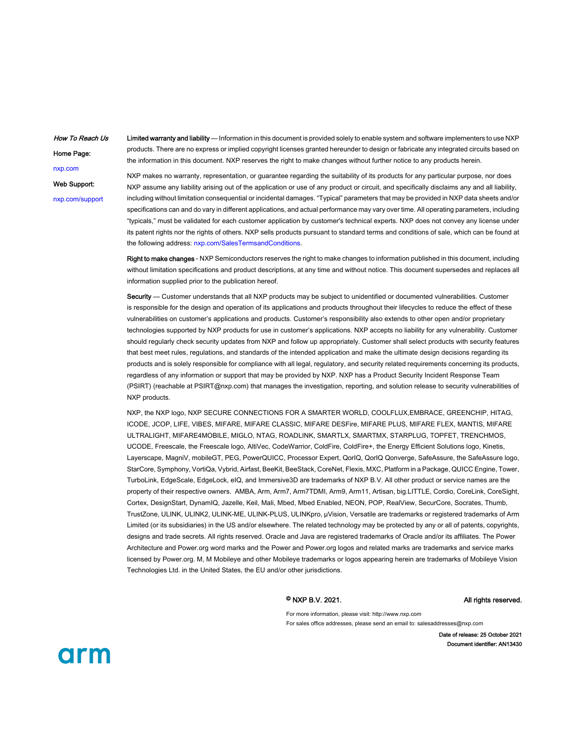*How To Reach Us*

**Home Page:**

nxp.com

**Web Support:**

nxp.com/support

**Limited warranty and liability** — Information in this document is provided solely to enable system and software implementers to use NXP products. There are no express or implied copyright licenses granted hereunder to design or fabricate any integrated circuits based on the information in this document. NXP reserves the right to make changes without further notice to any products herein.

NXP makes no warranty, representation, or guarantee regarding the suitability of its products for any particular purpose, nor does NXP assume any liability arising out of the application or use of any product or circuit, and specifically disclaims any and all liability, including without limitation consequential or incidental damages. "Typical" parameters that may be provided in NXP data sheets and/or specifications can and do vary in different applications, and actual performance may vary over time. All operating parameters, including "typicals," must be validated for each customer application by customer's technical experts. NXP does not convey any license under its patent rights nor the rights of others. NXP sells products pursuant to standard terms and conditions of sale, which can be found at the following address: nxp.com/SalesTermsandConditions.

**Right to make changes** - NXP Semiconductors reserves the right to make changes to information published in this document, including without limitation specifications and product descriptions, at any time and without notice. This document supersedes and replaces all information supplied prior to the publication hereof.

**Security** — Customer understands that all NXP products may be subject to unidentified or documented vulnerabilities. Customer is responsible for the design and operation of its applications and products throughout their lifecycles to reduce the effect of these vulnerabilities on customer's applications and products. Customer's responsibility also extends to other open and/or proprietary technologies supported by NXP products for use in customer's applications. NXP accepts no liability for any vulnerability. Customer should regularly check security updates from NXP and follow up appropriately. Customer shall select products with security features that best meet rules, regulations, and standards of the intended application and make the ultimate design decisions regarding its products and is solely responsible for compliance with all legal, regulatory, and security related requirements concerning its products, regardless of any information or support that may be provided by NXP. NXP has a Product Security Incident Response Team (PSIRT) (reachable at PSIRT@nxp.com) that manages the investigation, reporting, and solution release to security vulnerabilities of NXP products.

NXP, the NXP logo, NXP SECURE CONNECTIONS FOR A SMARTER WORLD, COOLFLUX,EMBRACE, GREENCHIP, HITAG, ICODE, JCOP, LIFE, VIBES, MIFARE, MIFARE CLASSIC, MIFARE DESFire, MIFARE PLUS, MIFARE FLEX, MANTIS, MIFARE ULTRALIGHT, MIFARE4MOBILE, MIGLO, NTAG, ROADLINK, SMARTLX, SMARTMX, STARPLUG, TOPFET, TRENCHMOS, UCODE, Freescale, the Freescale logo, AltiVec, CodeWarrior, ColdFire, ColdFire+, the Energy Efficient Solutions logo, Kinetis, Layerscape, MagniV, mobileGT, PEG, PowerQUICC, Processor Expert, QorIQ, QorIQ Qonverge, SafeAssure, the SafeAssure logo, StarCore, Symphony, VortiQa, Vybrid, Airfast, BeeKit, BeeStack, CoreNet, Flexis, MXC, Platform in a Package, QUICC Engine, Tower, TurboLink, EdgeScale, EdgeLock, eIQ, and Immersive3D are trademarks of NXP B.V. All other product or service names are the property of their respective owners. AMBA, Arm, Arm7, Arm7TDMI, Arm9, Arm11, Artisan, big.LITTLE, Cordio, CoreLink, CoreSight, Cortex, DesignStart, DynamIQ, Jazelle, Keil, Mali, Mbed, Mbed Enabled, NEON, POP, RealView, SecurCore, Socrates, Thumb, TrustZone, ULINK, ULINK2, ULINK-ME, ULINK-PLUS, ULINKpro, μVision, Versatile are trademarks or registered trademarks of Arm Limited (or its subsidiaries) in the US and/or elsewhere. The related technology may be protected by any or all of patents, copyrights, designs and trade secrets. All rights reserved. Oracle and Java are registered trademarks of Oracle and/or its affiliates. The Power Architecture and Power.org word marks and the Power and Power.org logos and related marks are trademarks and service marks licensed by Power.org. M, M Mobileye and other Mobileye trademarks or logos appearing herein are trademarks of Mobileye Vision Technologies Ltd. in the United States, the EU and/or other jurisdictions.

**© NXP B.V. 2021. All rights reserved.**

For more information, please visit: http://www.nxp.com

For sales office addresses, please send an email to: salesaddresses@nxp.com

**Date of release: 25 October 2021**

**Document identifier: AN13430**

arm